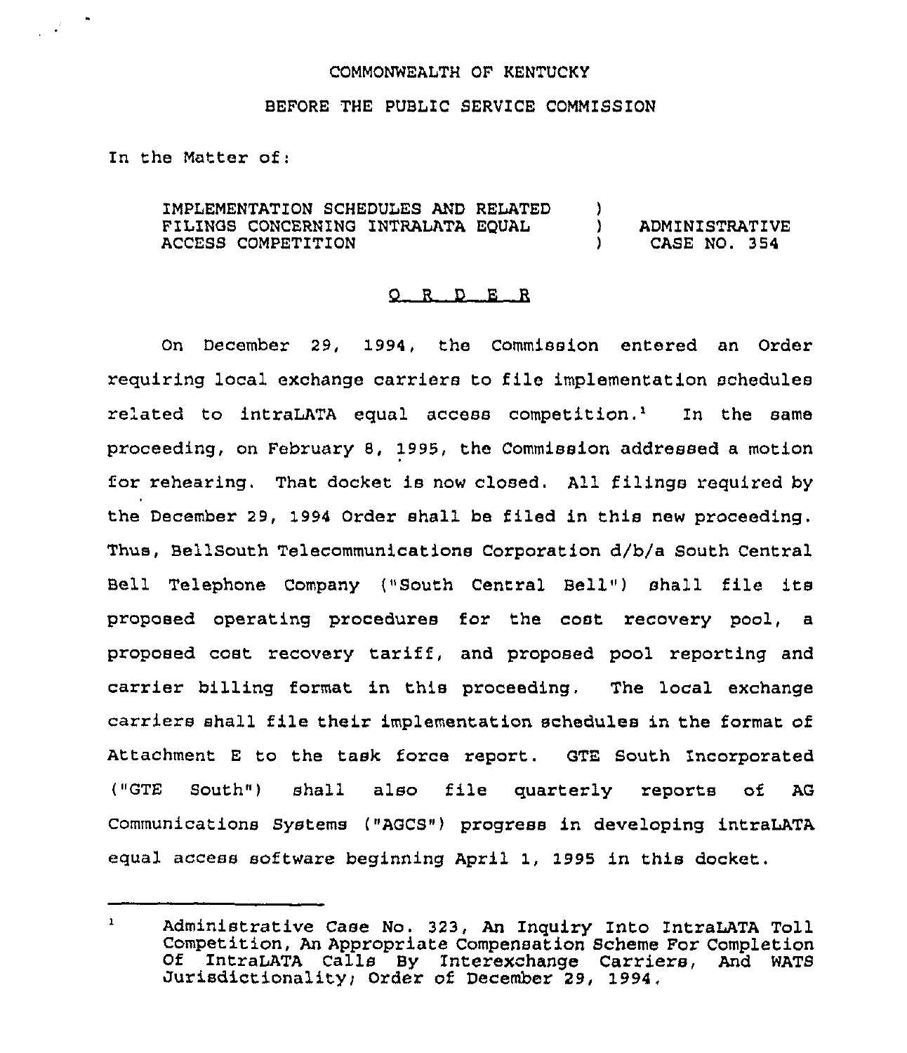COMMONWEALTH OF KENTUCKY

BEFORE THE PUBLIC SERVICE COMMISSION

In the Matter of:

| | | |
|---|---|---|
| IMPLEMENTATION SCHEDULES AND RELATED FILINGS CONCERNING INTRALATA EQUAL ACCESS COMPETITION | ) ) ) | ADMINISTRATIVE CASE NO. 354 |

## O R D E R

On December 29, 1994, the Commission entered an Order requiring local exchange carriers to file implementation schedules related to intraLATA equal access competition.[1] In the same proceeding, on February 8, 1995, the Commission addressed a motion for rehearing. That docket is now closed. All filings required by the December 29, 1994 Order shall be filed in this new proceeding. Thus, BellSouth Telecommunications Corporation d/b/a South Central Bell Telephone Company ("South Central Bell") shall file its proposed operating procedures for the cost recovery pool, a proposed cost recovery tariff, and proposed pool reporting and carrier billing format in this proceeding. The local exchange carriers shall file their implementation schedules in the format of Attachment E to the task force report. GTE South Incorporated ("GTE South") shall also file quarterly reports of AG Communications Systems ("AGCS") progress in developing intraLATA equal access software beginning April 1, 1995 in this docket.

---

[1] Administrative Case No. 323, An Inquiry Into IntraLATA Toll Competition, An Appropriate Compensation Scheme For Completion Of IntraLATA Calls By Interexchange Carriers, And WATS Jurisdictionality; Order of December 29, 1994.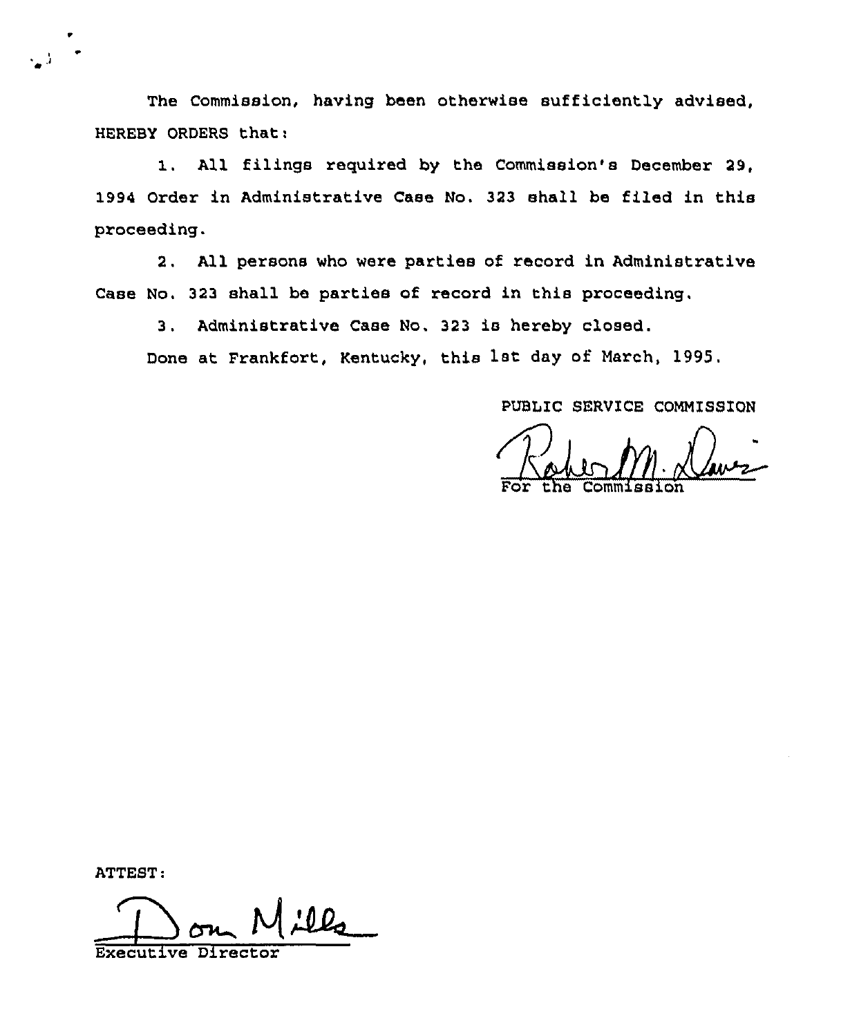The Commission, having been otherwise sufficiently advised, HEREBY ORDERS that:

1. All filings required by the Commission's December 29, 1994 Order in Administrative Case No. 323 shall be filed in this proceeding.

2. All persons who were parties of record in Administrative Case No. 323 shall be parties of record in this proceeding.

3. Administrative Case No. 323 is hereby closed.

Done at Frankfort, Kentucky, this 1st day of March, 1995.

PUBLIC SERVICE COMMISSION

For the Commission

ATTEST:

Executive Director